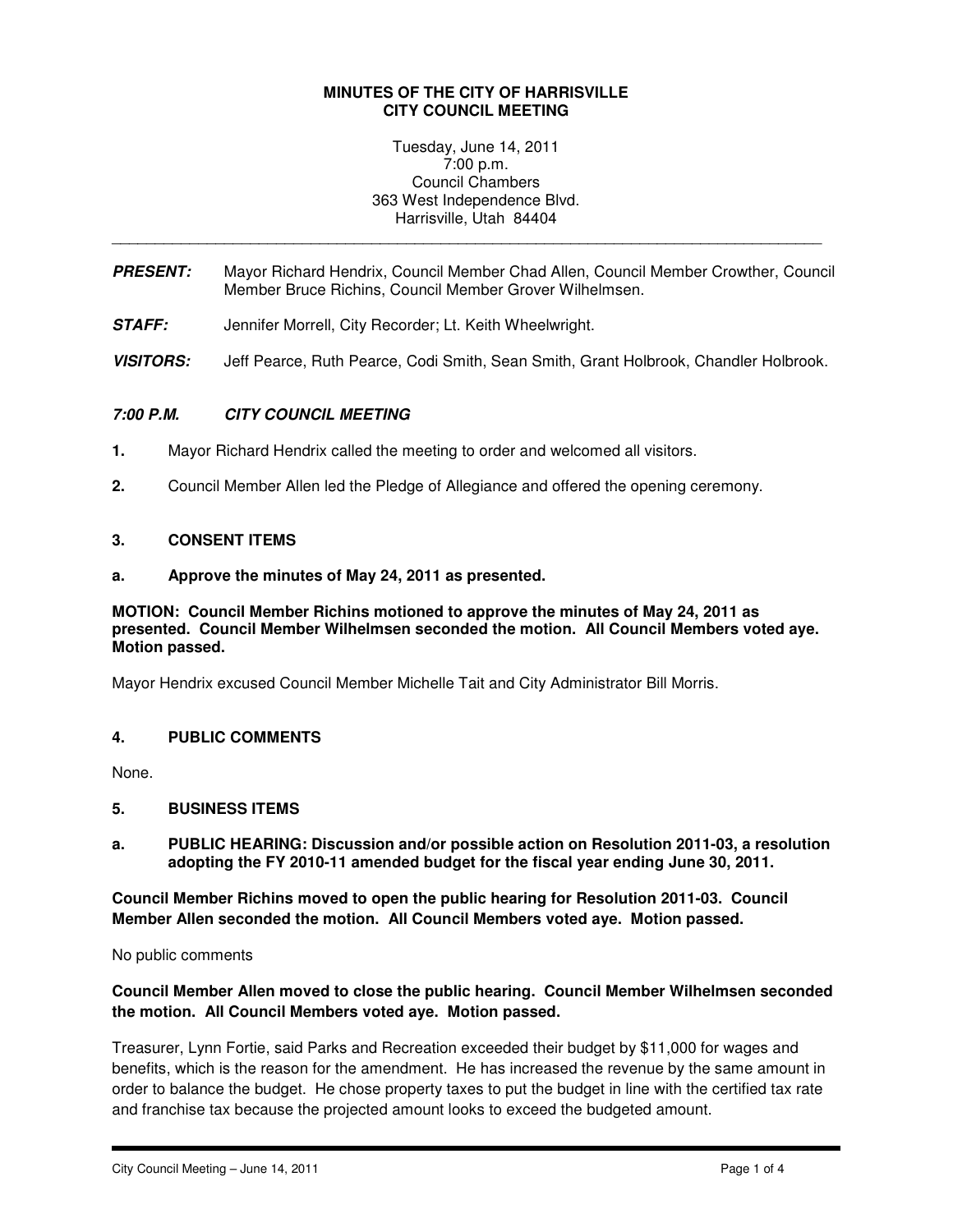**MINUTES OF THE CITY OF HARRISVILLE**
**CITY COUNCIL MEETING**

Tuesday, June 14, 2011
7:00 p.m.
Council Chambers
363 West Independence Blvd.
Harrisville, Utah 84404

---

***PRESENT:*** Mayor Richard Hendrix, Council Member Chad Allen, Council Member Crowther, Council Member Bruce Richins, Council Member Grover Wilhelmsen.

***STAFF:*** Jennifer Morrell, City Recorder; Lt. Keith Wheelwright.

***VISITORS:*** Jeff Pearce, Ruth Pearce, Codi Smith, Sean Smith, Grant Holbrook, Chandler Holbrook.

### *7:00 P.M. CITY COUNCIL MEETING*

**1.** Mayor Richard Hendrix called the meeting to order and welcomed all visitors.

**2.** Council Member Allen led the Pledge of Allegiance and offered the opening ceremony.

### 3. CONSENT ITEMS

**a. Approve the minutes of May 24, 2011 as presented.**

**MOTION: Council Member Richins motioned to approve the minutes of May 24, 2011 as presented. Council Member Wilhelmsen seconded the motion. All Council Members voted aye. Motion passed.**

Mayor Hendrix excused Council Member Michelle Tait and City Administrator Bill Morris.

### 4. PUBLIC COMMENTS

None.

### 5. BUSINESS ITEMS

**a. PUBLIC HEARING: Discussion and/or possible action on Resolution 2011-03, a resolution adopting the FY 2010-11 amended budget for the fiscal year ending June 30, 2011.**

**Council Member Richins moved to open the public hearing for Resolution 2011-03. Council Member Allen seconded the motion. All Council Members voted aye. Motion passed.**

No public comments

**Council Member Allen moved to close the public hearing. Council Member Wilhelmsen seconded the motion. All Council Members voted aye. Motion passed.**

Treasurer, Lynn Fortie, said Parks and Recreation exceeded their budget by $11,000 for wages and benefits, which is the reason for the amendment. He has increased the revenue by the same amount in order to balance the budget. He chose property taxes to put the budget in line with the certified tax rate and franchise tax because the projected amount looks to exceed the budgeted amount.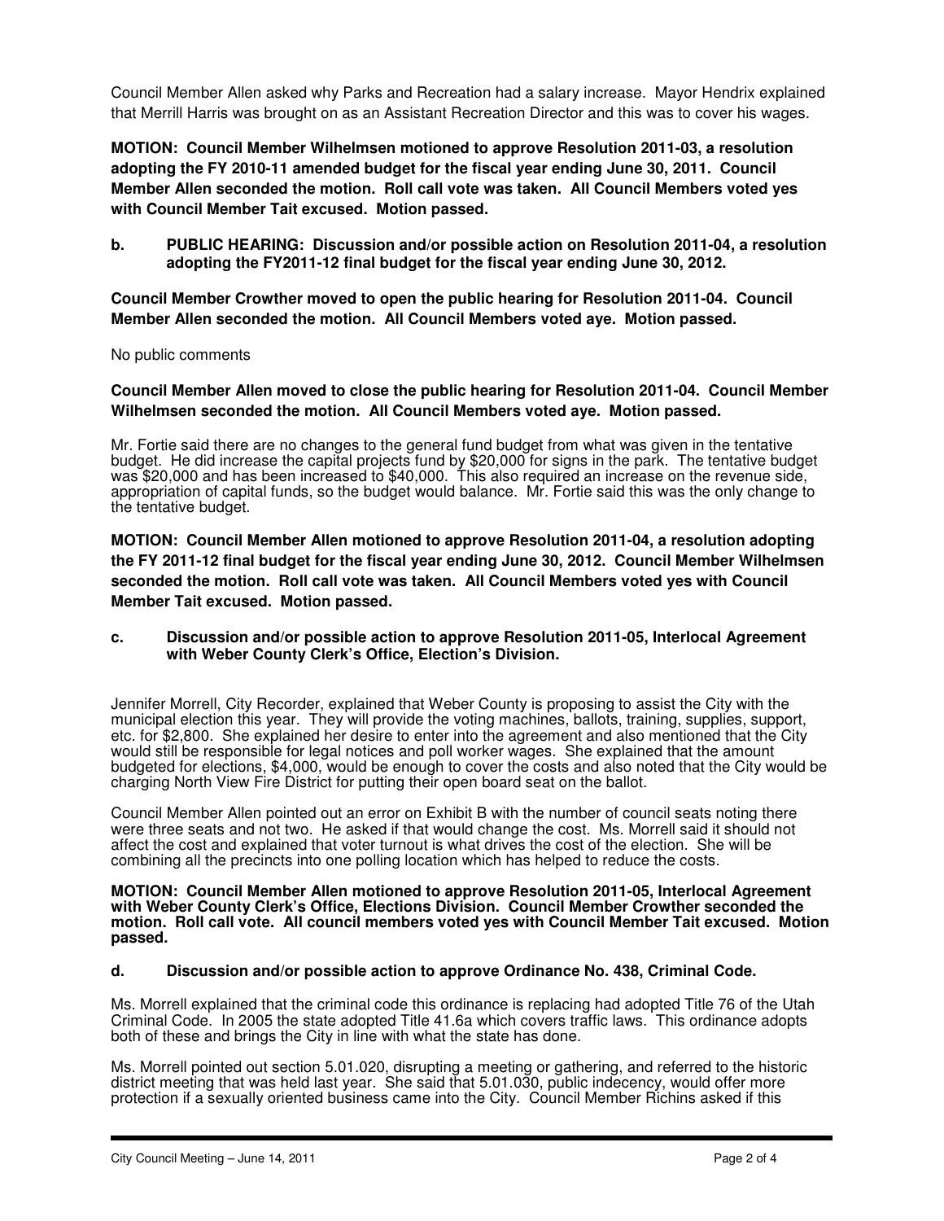Council Member Allen asked why Parks and Recreation had a salary increase. Mayor Hendrix explained that Merrill Harris was brought on as an Assistant Recreation Director and this was to cover his wages.

**MOTION: Council Member Wilhelmsen motioned to approve Resolution 2011-03, a resolution adopting the FY 2010-11 amended budget for the fiscal year ending June 30, 2011. Council Member Allen seconded the motion. Roll call vote was taken. All Council Members voted yes with Council Member Tait excused. Motion passed.**

**b. PUBLIC HEARING: Discussion and/or possible action on Resolution 2011-04, a resolution adopting the FY2011-12 final budget for the fiscal year ending June 30, 2012.**

**Council Member Crowther moved to open the public hearing for Resolution 2011-04. Council Member Allen seconded the motion. All Council Members voted aye. Motion passed.**

No public comments

**Council Member Allen moved to close the public hearing for Resolution 2011-04. Council Member Wilhelmsen seconded the motion. All Council Members voted aye. Motion passed.**

Mr. Fortie said there are no changes to the general fund budget from what was given in the tentative budget. He did increase the capital projects fund by $20,000 for signs in the park. The tentative budget was $20,000 and has been increased to $40,000. This also required an increase on the revenue side, appropriation of capital funds, so the budget would balance. Mr. Fortie said this was the only change to the tentative budget.

**MOTION: Council Member Allen motioned to approve Resolution 2011-04, a resolution adopting the FY 2011-12 final budget for the fiscal year ending June 30, 2012. Council Member Wilhelmsen seconded the motion. Roll call vote was taken. All Council Members voted yes with Council Member Tait excused. Motion passed.**

**c. Discussion and/or possible action to approve Resolution 2011-05, Interlocal Agreement with Weber County Clerk's Office, Election's Division.**

Jennifer Morrell, City Recorder, explained that Weber County is proposing to assist the City with the municipal election this year. They will provide the voting machines, ballots, training, supplies, support, etc. for $2,800. She explained her desire to enter into the agreement and also mentioned that the City would still be responsible for legal notices and poll worker wages. She explained that the amount budgeted for elections, $4,000, would be enough to cover the costs and also noted that the City would be charging North View Fire District for putting their open board seat on the ballot.

Council Member Allen pointed out an error on Exhibit B with the number of council seats noting there were three seats and not two. He asked if that would change the cost. Ms. Morrell said it should not affect the cost and explained that voter turnout is what drives the cost of the election. She will be combining all the precincts into one polling location which has helped to reduce the costs.

**MOTION: Council Member Allen motioned to approve Resolution 2011-05, Interlocal Agreement with Weber County Clerk's Office, Elections Division. Council Member Crowther seconded the motion. Roll call vote. All council members voted yes with Council Member Tait excused. Motion passed.**

**d. Discussion and/or possible action to approve Ordinance No. 438, Criminal Code.**

Ms. Morrell explained that the criminal code this ordinance is replacing had adopted Title 76 of the Utah Criminal Code. In 2005 the state adopted Title 41.6a which covers traffic laws. This ordinance adopts both of these and brings the City in line with what the state has done.

Ms. Morrell pointed out section 5.01.020, disrupting a meeting or gathering, and referred to the historic district meeting that was held last year. She said that 5.01.030, public indecency, would offer more protection if a sexually oriented business came into the City. Council Member Richins asked if this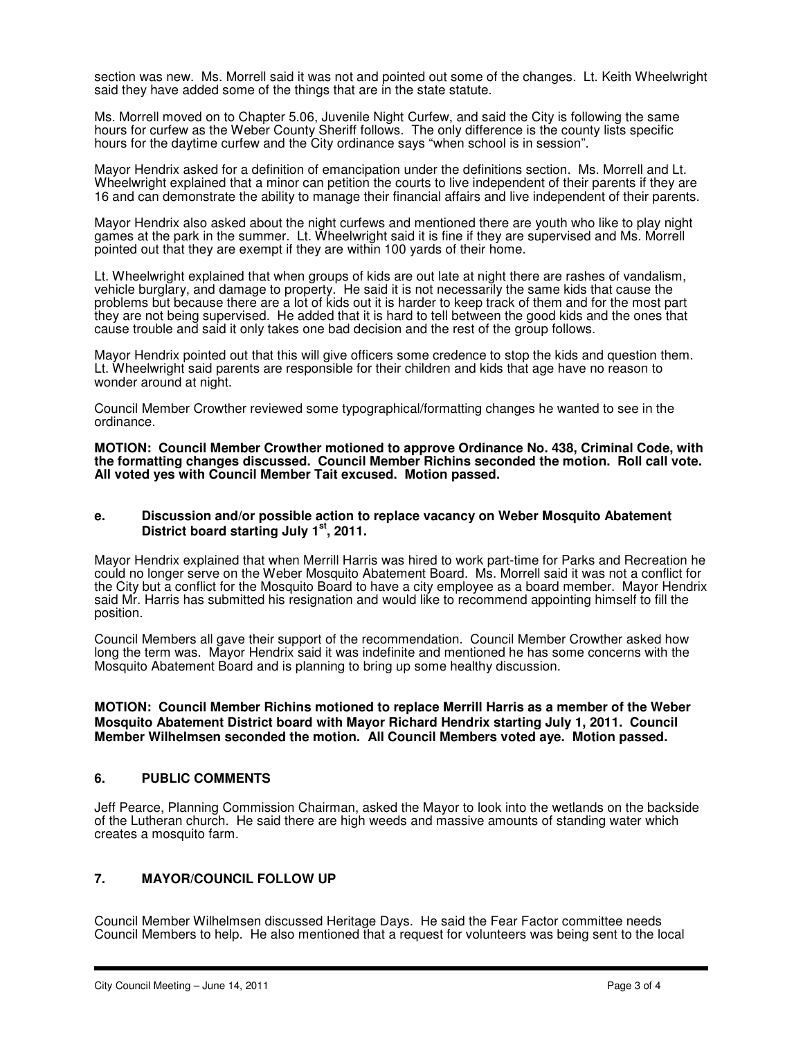section was new. Ms. Morrell said it was not and pointed out some of the changes. Lt. Keith Wheelwright said they have added some of the things that are in the state statute.

Ms. Morrell moved on to Chapter 5.06, Juvenile Night Curfew, and said the City is following the same hours for curfew as the Weber County Sheriff follows. The only difference is the county lists specific hours for the daytime curfew and the City ordinance says "when school is in session".

Mayor Hendrix asked for a definition of emancipation under the definitions section. Ms. Morrell and Lt. Wheelwright explained that a minor can petition the courts to live independent of their parents if they are 16 and can demonstrate the ability to manage their financial affairs and live independent of their parents.

Mayor Hendrix also asked about the night curfews and mentioned there are youth who like to play night games at the park in the summer. Lt. Wheelwright said it is fine if they are supervised and Ms. Morrell pointed out that they are exempt if they are within 100 yards of their home.

Lt. Wheelwright explained that when groups of kids are out late at night there are rashes of vandalism, vehicle burglary, and damage to property. He said it is not necessarily the same kids that cause the problems but because there are a lot of kids out it is harder to keep track of them and for the most part they are not being supervised. He added that it is hard to tell between the good kids and the ones that cause trouble and said it only takes one bad decision and the rest of the group follows.

Mayor Hendrix pointed out that this will give officers some credence to stop the kids and question them. Lt. Wheelwright said parents are responsible for their children and kids that age have no reason to wonder around at night.

Council Member Crowther reviewed some typographical/formatting changes he wanted to see in the ordinance.

**MOTION: Council Member Crowther motioned to approve Ordinance No. 438, Criminal Code, with the formatting changes discussed. Council Member Richins seconded the motion. Roll call vote. All voted yes with Council Member Tait excused. Motion passed.**

### e. Discussion and/or possible action to replace vacancy on Weber Mosquito Abatement District board starting July 1st, 2011.

Mayor Hendrix explained that when Merrill Harris was hired to work part-time for Parks and Recreation he could no longer serve on the Weber Mosquito Abatement Board. Ms. Morrell said it was not a conflict for the City but a conflict for the Mosquito Board to have a city employee as a board member. Mayor Hendrix said Mr. Harris has submitted his resignation and would like to recommend appointing himself to fill the position.

Council Members all gave their support of the recommendation. Council Member Crowther asked how long the term was. Mayor Hendrix said it was indefinite and mentioned he has some concerns with the Mosquito Abatement Board and is planning to bring up some healthy discussion.

**MOTION: Council Member Richins motioned to replace Merrill Harris as a member of the Weber Mosquito Abatement District board with Mayor Richard Hendrix starting July 1, 2011. Council Member Wilhelmsen seconded the motion. All Council Members voted aye. Motion passed.**

## 6. PUBLIC COMMENTS

Jeff Pearce, Planning Commission Chairman, asked the Mayor to look into the wetlands on the backside of the Lutheran church. He said there are high weeds and massive amounts of standing water which creates a mosquito farm.

## 7. MAYOR/COUNCIL FOLLOW UP

Council Member Wilhelmsen discussed Heritage Days. He said the Fear Factor committee needs Council Members to help. He also mentioned that a request for volunteers was being sent to the local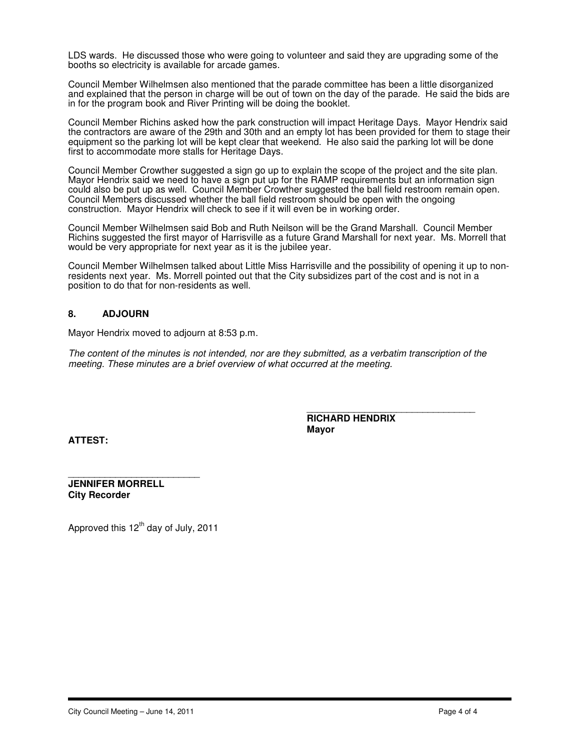LDS wards. He discussed those who were going to volunteer and said they are upgrading some of the booths so electricity is available for arcade games.

Council Member Wilhelmsen also mentioned that the parade committee has been a little disorganized and explained that the person in charge will be out of town on the day of the parade. He said the bids are in for the program book and River Printing will be doing the booklet.

Council Member Richins asked how the park construction will impact Heritage Days. Mayor Hendrix said the contractors are aware of the 29th and 30th and an empty lot has been provided for them to stage their equipment so the parking lot will be kept clear that weekend. He also said the parking lot will be done first to accommodate more stalls for Heritage Days.

Council Member Crowther suggested a sign go up to explain the scope of the project and the site plan. Mayor Hendrix said we need to have a sign put up for the RAMP requirements but an information sign could also be put up as well. Council Member Crowther suggested the ball field restroom remain open. Council Members discussed whether the ball field restroom should be open with the ongoing construction. Mayor Hendrix will check to see if it will even be in working order.

Council Member Wilhelmsen said Bob and Ruth Neilson will be the Grand Marshall. Council Member Richins suggested the first mayor of Harrisville as a future Grand Marshall for next year. Ms. Morrell that would be very appropriate for next year as it is the jubilee year.

Council Member Wilhelmsen talked about Little Miss Harrisville and the possibility of opening it up to non-residents next year. Ms. Morrell pointed out that the City subsidizes part of the cost and is not in a position to do that for non-residents as well.

## 8. ADJOURN

Mayor Hendrix moved to adjourn at 8:53 p.m.

*The content of the minutes is not intended, nor are they submitted, as a verbatim transcription of the meeting. These minutes are a brief overview of what occurred at the meeting.*

\_\_\_\_\_\_\_\_\_\_\_\_\_\_\_\_\_\_\_\_\_\_\_\_\_\_\_\_\_\_\_\_
**RICHARD HENDRIX**
**Mayor**

**ATTEST:**

\_\_\_\_\_\_\_\_\_\_\_\_\_\_\_\_\_\_\_\_\_\_\_\_\_\_
**JENNIFER MORRELL**
**City Recorder**

Approved this 12th day of July, 2011